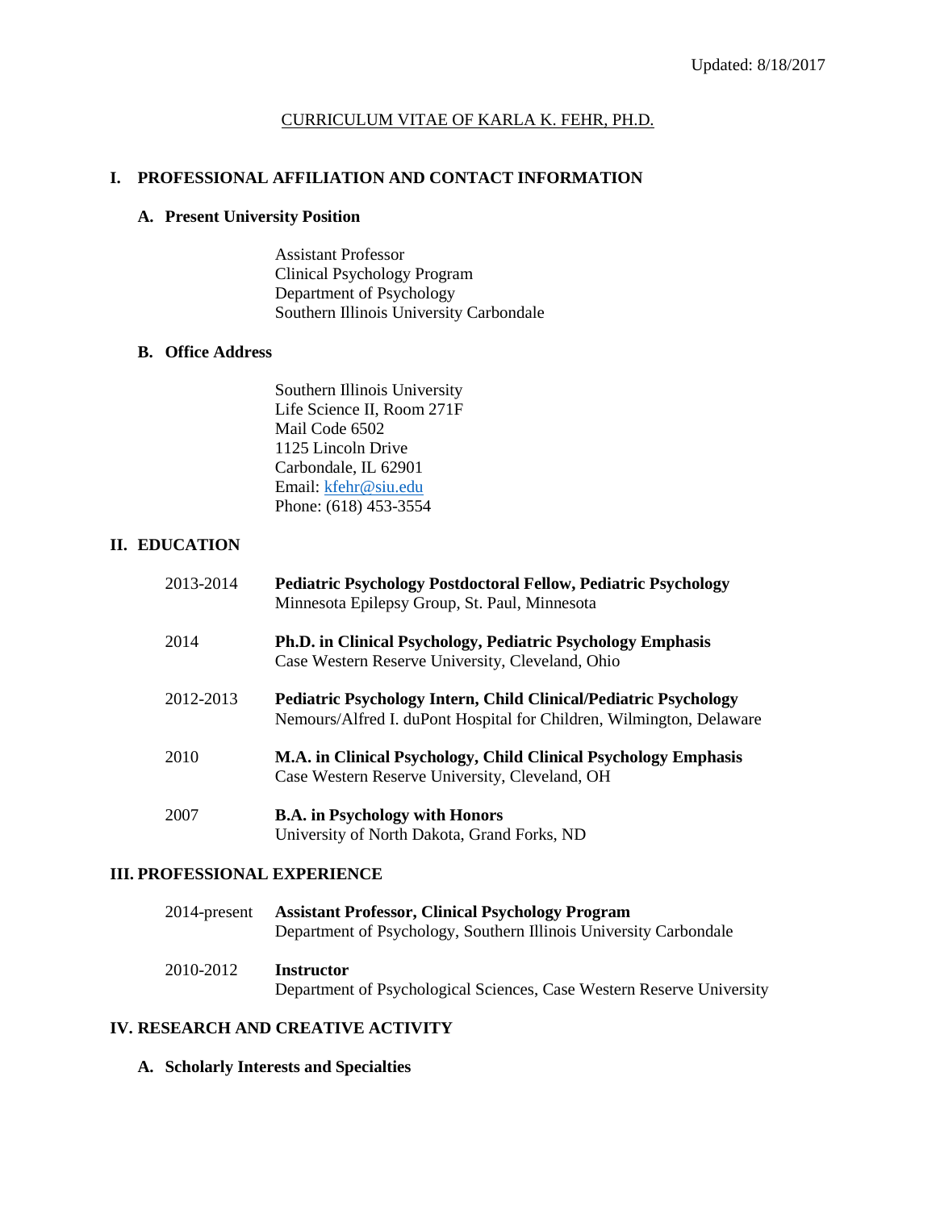Updated: 8/18/2017

CURRICULUM VITAE OF KARLA K. FEHR, PH.D.

# I. PROFESSIONAL AFFILIATION AND CONTACT INFORMATION

## A. Present University Position

Assistant Professor
Clinical Psychology Program
Department of Psychology
Southern Illinois University Carbondale

## B. Office Address

Southern Illinois University
Life Science II, Room 271F
Mail Code 6502
1125 Lincoln Drive
Carbondale, IL 62901
Email: kfehr@siu.edu
Phone: (618) 453-3554

# II. EDUCATION

2013-2014 **Pediatric Psychology Postdoctoral Fellow, Pediatric Psychology**
Minnesota Epilepsy Group, St. Paul, Minnesota

2014 **Ph.D. in Clinical Psychology, Pediatric Psychology Emphasis**
Case Western Reserve University, Cleveland, Ohio

2012-2013 **Pediatric Psychology Intern, Child Clinical/Pediatric Psychology**
Nemours/Alfred I. duPont Hospital for Children, Wilmington, Delaware

2010 **M.A. in Clinical Psychology, Child Clinical Psychology Emphasis**
Case Western Reserve University, Cleveland, OH

2007 **B.A. in Psychology with Honors**
University of North Dakota, Grand Forks, ND

# III. PROFESSIONAL EXPERIENCE

2014-present **Assistant Professor, Clinical Psychology Program**
Department of Psychology, Southern Illinois University Carbondale

2010-2012 **Instructor**
Department of Psychological Sciences, Case Western Reserve University

# IV. RESEARCH AND CREATIVE ACTIVITY

## A. Scholarly Interests and Specialties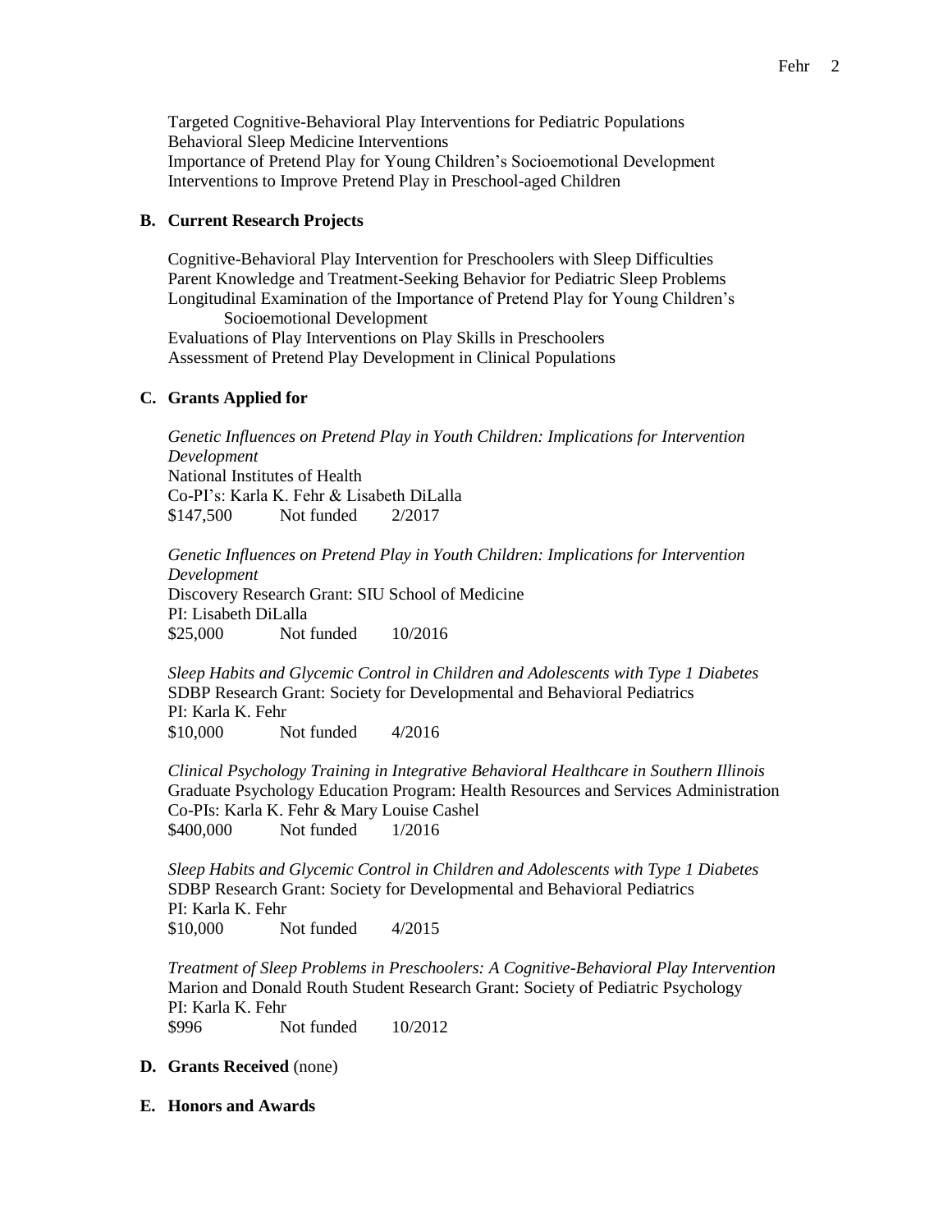Targeted Cognitive-Behavioral Play Interventions for Pediatric Populations
Behavioral Sleep Medicine Interventions
Importance of Pretend Play for Young Children's Socioemotional Development
Interventions to Improve Pretend Play in Preschool-aged Children

**B. Current Research Projects**

Cognitive-Behavioral Play Intervention for Preschoolers with Sleep Difficulties
Parent Knowledge and Treatment-Seeking Behavior for Pediatric Sleep Problems
Longitudinal Examination of the Importance of Pretend Play for Young Children's Socioemotional Development
Evaluations of Play Interventions on Play Skills in Preschoolers
Assessment of Pretend Play Development in Clinical Populations

**C. Grants Applied for**

*Genetic Influences on Pretend Play in Youth Children: Implications for Intervention Development*
National Institutes of Health
Co-PI's: Karla K. Fehr & Lisabeth DiLalla
$147,500 Not funded 2/2017

*Genetic Influences on Pretend Play in Youth Children: Implications for Intervention Development*
Discovery Research Grant: SIU School of Medicine
PI: Lisabeth DiLalla
$25,000 Not funded 10/2016

*Sleep Habits and Glycemic Control in Children and Adolescents with Type 1 Diabetes*
SDBP Research Grant: Society for Developmental and Behavioral Pediatrics
PI: Karla K. Fehr
$10,000 Not funded 4/2016

*Clinical Psychology Training in Integrative Behavioral Healthcare in Southern Illinois*
Graduate Psychology Education Program: Health Resources and Services Administration
Co-PIs: Karla K. Fehr & Mary Louise Cashel
$400,000 Not funded 1/2016

*Sleep Habits and Glycemic Control in Children and Adolescents with Type 1 Diabetes*
SDBP Research Grant: Society for Developmental and Behavioral Pediatrics
PI: Karla K. Fehr
$10,000 Not funded 4/2015

*Treatment of Sleep Problems in Preschoolers: A Cognitive-Behavioral Play Intervention*
Marion and Donald Routh Student Research Grant: Society of Pediatric Psychology
PI: Karla K. Fehr
$996 Not funded 10/2012

**D. Grants Received** (none)

**E. Honors and Awards**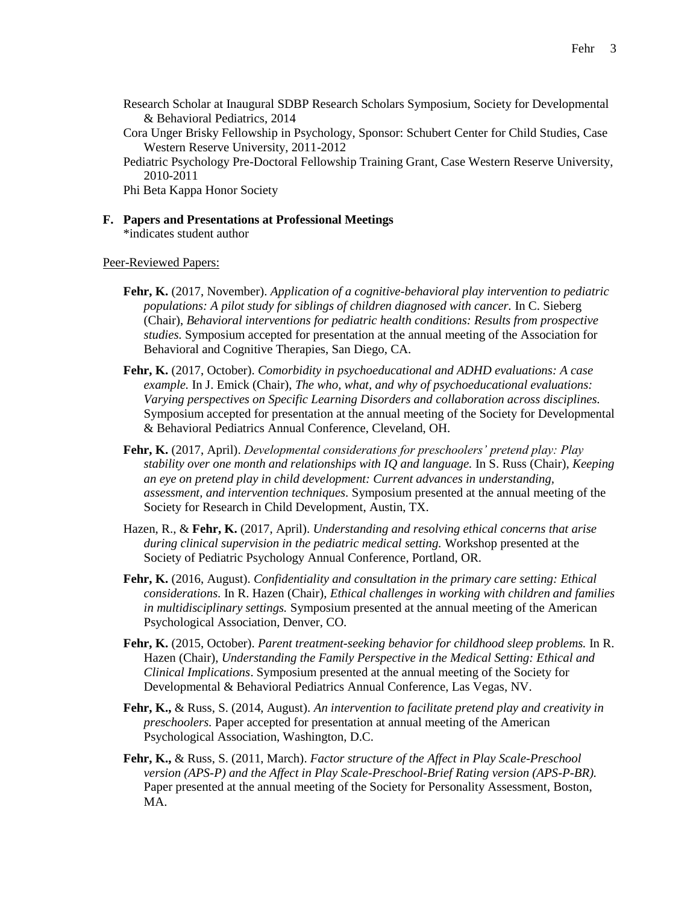Research Scholar at Inaugural SDBP Research Scholars Symposium, Society for Developmental & Behavioral Pediatrics, 2014

Cora Unger Brisky Fellowship in Psychology, Sponsor: Schubert Center for Child Studies, Case Western Reserve University, 2011-2012

Pediatric Psychology Pre-Doctoral Fellowship Training Grant, Case Western Reserve University, 2010-2011

Phi Beta Kappa Honor Society

### F. Papers and Presentations at Professional Meetings

*indicates student author

Peer-Reviewed Papers:

**Fehr, K.** (2017, November). *Application of a cognitive-behavioral play intervention to pediatric populations: A pilot study for siblings of children diagnosed with cancer.* In C. Sieberg (Chair), *Behavioral interventions for pediatric health conditions: Results from prospective studies.* Symposium accepted for presentation at the annual meeting of the Association for Behavioral and Cognitive Therapies, San Diego, CA.

**Fehr, K.** (2017, October). *Comorbidity in psychoeducational and ADHD evaluations: A case example.* In J. Emick (Chair), *The who, what, and why of psychoeducational evaluations: Varying perspectives on Specific Learning Disorders and collaboration across disciplines.* Symposium accepted for presentation at the annual meeting of the Society for Developmental & Behavioral Pediatrics Annual Conference, Cleveland, OH.

**Fehr, K.** (2017, April). *Developmental considerations for preschoolers' pretend play: Play stability over one month and relationships with IQ and language.* In S. Russ (Chair), *Keeping an eye on pretend play in child development: Current advances in understanding, assessment, and intervention techniques.* Symposium presented at the annual meeting of the Society for Research in Child Development, Austin, TX.

Hazen, R., & **Fehr, K.** (2017, April). *Understanding and resolving ethical concerns that arise during clinical supervision in the pediatric medical setting.* Workshop presented at the Society of Pediatric Psychology Annual Conference, Portland, OR.

**Fehr, K.** (2016, August). *Confidentiality and consultation in the primary care setting: Ethical considerations.* In R. Hazen (Chair), *Ethical challenges in working with children and families in multidisciplinary settings.* Symposium presented at the annual meeting of the American Psychological Association, Denver, CO.

**Fehr, K.** (2015, October). *Parent treatment-seeking behavior for childhood sleep problems.* In R. Hazen (Chair), *Understanding the Family Perspective in the Medical Setting: Ethical and Clinical Implications*. Symposium presented at the annual meeting of the Society for Developmental & Behavioral Pediatrics Annual Conference, Las Vegas, NV.

**Fehr, K.,** & Russ, S. (2014, August). *An intervention to facilitate pretend play and creativity in preschoolers.* Paper accepted for presentation at annual meeting of the American Psychological Association, Washington, D.C.

**Fehr, K.,** & Russ, S. (2011, March). *Factor structure of the Affect in Play Scale-Preschool version (APS-P) and the Affect in Play Scale-Preschool-Brief Rating version (APS-P-BR).* Paper presented at the annual meeting of the Society for Personality Assessment, Boston, MA.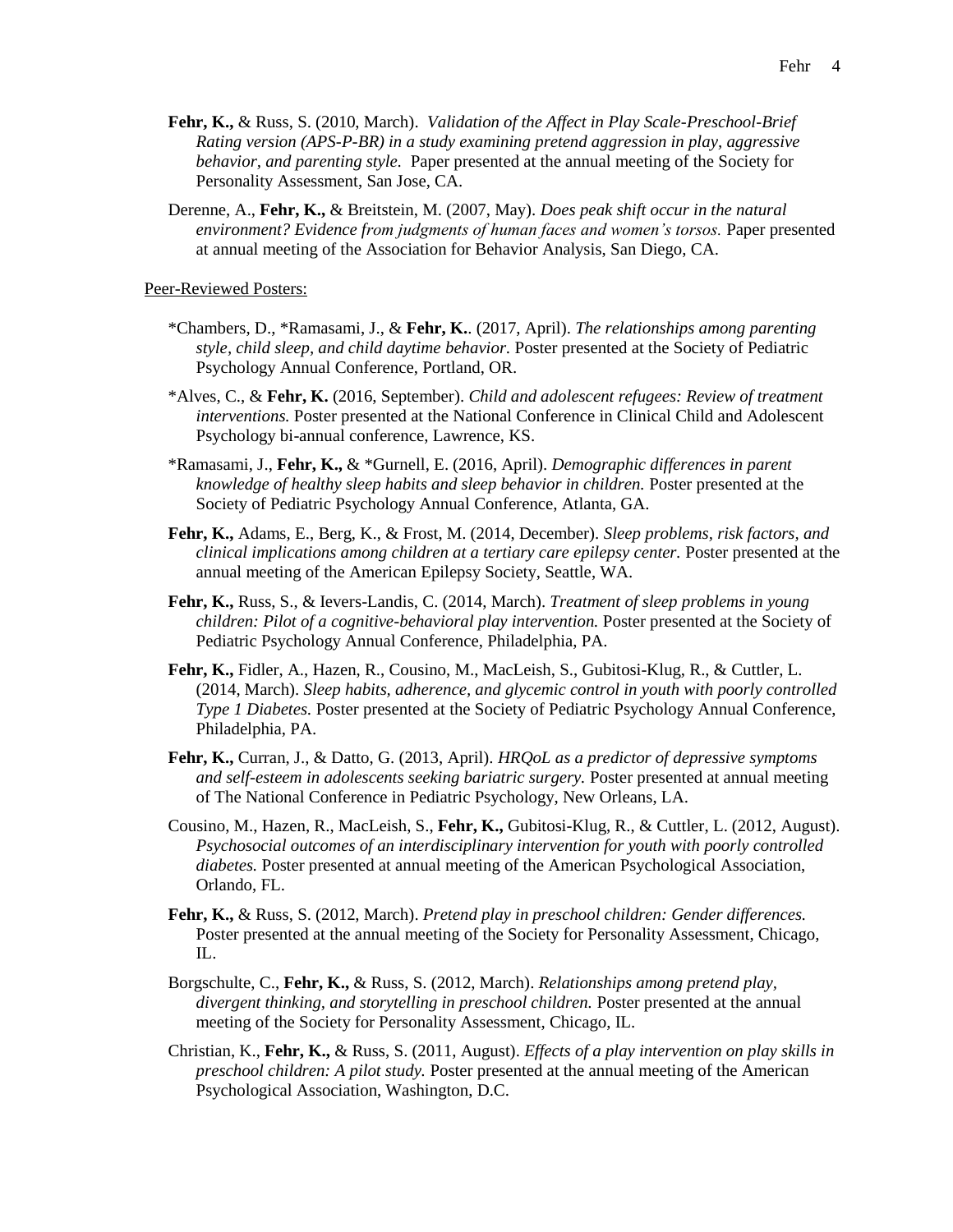**Fehr, K.,** & Russ, S. (2010, March). *Validation of the Affect in Play Scale-Preschool-Brief Rating version (APS-P-BR) in a study examining pretend aggression in play, aggressive behavior, and parenting style.* Paper presented at the annual meeting of the Society for Personality Assessment, San Jose, CA.

Derenne, A., **Fehr, K.,** & Breitstein, M. (2007, May). *Does peak shift occur in the natural environment? Evidence from judgments of human faces and women's torsos.* Paper presented at annual meeting of the Association for Behavior Analysis, San Diego, CA.

Peer-Reviewed Posters:

*Chambers, D., *Ramasami, J., & **Fehr, K.**. (2017, April). *The relationships among parenting style, child sleep, and child daytime behavior.* Poster presented at the Society of Pediatric Psychology Annual Conference, Portland, OR.

*Alves, C., & **Fehr, K.** (2016, September). *Child and adolescent refugees: Review of treatment interventions.* Poster presented at the National Conference in Clinical Child and Adolescent Psychology bi-annual conference, Lawrence, KS.

*Ramasami, J., **Fehr, K.,** & *Gurnell, E. (2016, April). *Demographic differences in parent knowledge of healthy sleep habits and sleep behavior in children.* Poster presented at the Society of Pediatric Psychology Annual Conference, Atlanta, GA.

**Fehr, K.,** Adams, E., Berg, K., & Frost, M. (2014, December). *Sleep problems, risk factors, and clinical implications among children at a tertiary care epilepsy center.* Poster presented at the annual meeting of the American Epilepsy Society, Seattle, WA.

**Fehr, K.,** Russ, S., & Ievers-Landis, C. (2014, March). *Treatment of sleep problems in young children: Pilot of a cognitive-behavioral play intervention.* Poster presented at the Society of Pediatric Psychology Annual Conference, Philadelphia, PA.

**Fehr, K.,** Fidler, A., Hazen, R., Cousino, M., MacLeish, S., Gubitosi-Klug, R., & Cuttler, L. (2014, March). *Sleep habits, adherence, and glycemic control in youth with poorly controlled Type 1 Diabetes.* Poster presented at the Society of Pediatric Psychology Annual Conference, Philadelphia, PA.

**Fehr, K.,** Curran, J., & Datto, G. (2013, April). *HRQoL as a predictor of depressive symptoms and self-esteem in adolescents seeking bariatric surgery.* Poster presented at annual meeting of The National Conference in Pediatric Psychology, New Orleans, LA.

Cousino, M., Hazen, R., MacLeish, S., **Fehr, K.,** Gubitosi-Klug, R., & Cuttler, L. (2012, August). *Psychosocial outcomes of an interdisciplinary intervention for youth with poorly controlled diabetes.* Poster presented at annual meeting of the American Psychological Association, Orlando, FL.

**Fehr, K.,** & Russ, S. (2012, March). *Pretend play in preschool children: Gender differences.* Poster presented at the annual meeting of the Society for Personality Assessment, Chicago, IL.

Borgschulte, C., **Fehr, K.,** & Russ, S. (2012, March). *Relationships among pretend play, divergent thinking, and storytelling in preschool children.* Poster presented at the annual meeting of the Society for Personality Assessment, Chicago, IL.

Christian, K., **Fehr, K.,** & Russ, S. (2011, August). *Effects of a play intervention on play skills in preschool children: A pilot study.* Poster presented at the annual meeting of the American Psychological Association, Washington, D.C.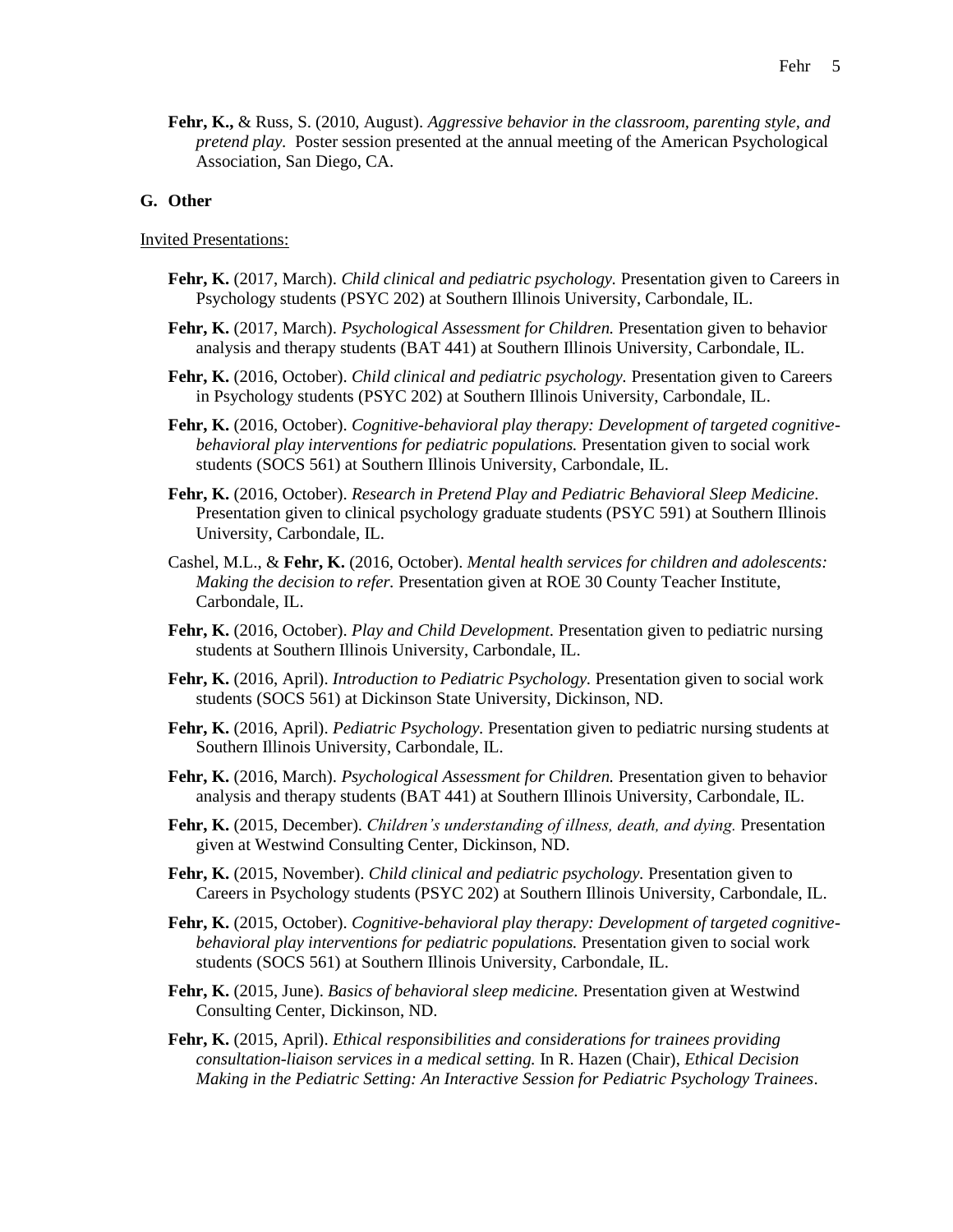**Fehr, K.,** & Russ, S. (2010, August). *Aggressive behavior in the classroom, parenting style, and pretend play.* Poster session presented at the annual meeting of the American Psychological Association, San Diego, CA.

**G. Other**

Invited Presentations:

**Fehr, K.** (2017, March). *Child clinical and pediatric psychology.* Presentation given to Careers in Psychology students (PSYC 202) at Southern Illinois University, Carbondale, IL.

**Fehr, K.** (2017, March). *Psychological Assessment for Children.* Presentation given to behavior analysis and therapy students (BAT 441) at Southern Illinois University, Carbondale, IL.

**Fehr, K.** (2016, October). *Child clinical and pediatric psychology.* Presentation given to Careers in Psychology students (PSYC 202) at Southern Illinois University, Carbondale, IL.

**Fehr, K.** (2016, October). *Cognitive-behavioral play therapy: Development of targeted cognitive-behavioral play interventions for pediatric populations.* Presentation given to social work students (SOCS 561) at Southern Illinois University, Carbondale, IL.

**Fehr, K.** (2016, October). *Research in Pretend Play and Pediatric Behavioral Sleep Medicine*. Presentation given to clinical psychology graduate students (PSYC 591) at Southern Illinois University, Carbondale, IL.

Cashel, M.L., & **Fehr, K.** (2016, October). *Mental health services for children and adolescents: Making the decision to refer.* Presentation given at ROE 30 County Teacher Institute, Carbondale, IL.

**Fehr, K.** (2016, October). *Play and Child Development.* Presentation given to pediatric nursing students at Southern Illinois University, Carbondale, IL.

**Fehr, K.** (2016, April). *Introduction to Pediatric Psychology.* Presentation given to social work students (SOCS 561) at Dickinson State University, Dickinson, ND.

**Fehr, K.** (2016, April). *Pediatric Psychology.* Presentation given to pediatric nursing students at Southern Illinois University, Carbondale, IL.

**Fehr, K.** (2016, March). *Psychological Assessment for Children.* Presentation given to behavior analysis and therapy students (BAT 441) at Southern Illinois University, Carbondale, IL.

**Fehr, K.** (2015, December). *Children's understanding of illness, death, and dying.* Presentation given at Westwind Consulting Center, Dickinson, ND.

**Fehr, K.** (2015, November). *Child clinical and pediatric psychology.* Presentation given to Careers in Psychology students (PSYC 202) at Southern Illinois University, Carbondale, IL.

**Fehr, K.** (2015, October). *Cognitive-behavioral play therapy: Development of targeted cognitive-behavioral play interventions for pediatric populations.* Presentation given to social work students (SOCS 561) at Southern Illinois University, Carbondale, IL.

**Fehr, K.** (2015, June). *Basics of behavioral sleep medicine.* Presentation given at Westwind Consulting Center, Dickinson, ND.

**Fehr, K.** (2015, April). *Ethical responsibilities and considerations for trainees providing consultation-liaison services in a medical setting.* In R. Hazen (Chair), *Ethical Decision Making in the Pediatric Setting: An Interactive Session for Pediatric Psychology Trainees*.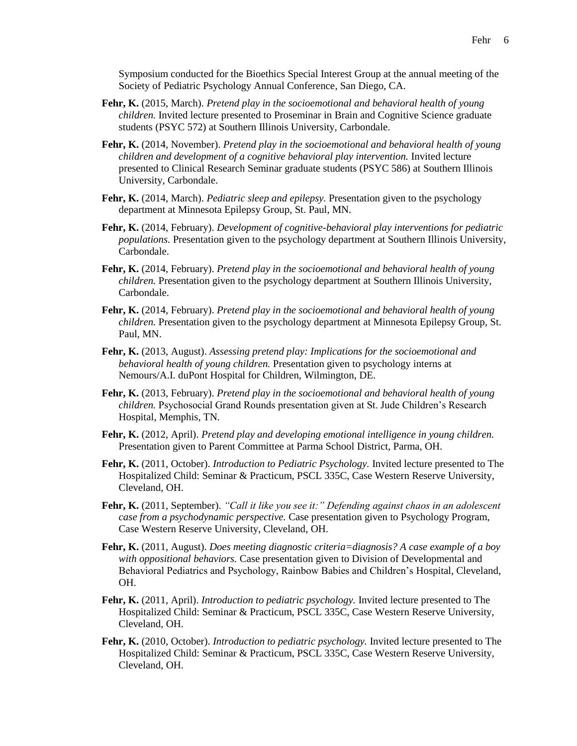Symposium conducted for the Bioethics Special Interest Group at the annual meeting of the Society of Pediatric Psychology Annual Conference, San Diego, CA.

**Fehr, K.** (2015, March). *Pretend play in the socioemotional and behavioral health of young children.* Invited lecture presented to Proseminar in Brain and Cognitive Science graduate students (PSYC 572) at Southern Illinois University, Carbondale.

**Fehr, K.** (2014, November). *Pretend play in the socioemotional and behavioral health of young children and development of a cognitive behavioral play intervention.* Invited lecture presented to Clinical Research Seminar graduate students (PSYC 586) at Southern Illinois University, Carbondale.

**Fehr, K.** (2014, March). *Pediatric sleep and epilepsy.* Presentation given to the psychology department at Minnesota Epilepsy Group, St. Paul, MN.

**Fehr, K.** (2014, February). *Development of cognitive-behavioral play interventions for pediatric populations.* Presentation given to the psychology department at Southern Illinois University, Carbondale.

**Fehr, K.** (2014, February). *Pretend play in the socioemotional and behavioral health of young children.* Presentation given to the psychology department at Southern Illinois University, Carbondale.

**Fehr, K.** (2014, February). *Pretend play in the socioemotional and behavioral health of young children.* Presentation given to the psychology department at Minnesota Epilepsy Group, St. Paul, MN.

**Fehr, K.** (2013, August). *Assessing pretend play: Implications for the socioemotional and behavioral health of young children.* Presentation given to psychology interns at Nemours/A.I. duPont Hospital for Children, Wilmington, DE.

**Fehr, K.** (2013, February). *Pretend play in the socioemotional and behavioral health of young children.* Psychosocial Grand Rounds presentation given at St. Jude Children's Research Hospital, Memphis, TN.

**Fehr, K.** (2012, April). *Pretend play and developing emotional intelligence in young children.* Presentation given to Parent Committee at Parma School District, Parma, OH.

**Fehr, K.** (2011, October). *Introduction to Pediatric Psychology.* Invited lecture presented to The Hospitalized Child: Seminar & Practicum, PSCL 335C, Case Western Reserve University, Cleveland, OH.

**Fehr, K.** (2011, September). *"Call it like you see it:" Defending against chaos in an adolescent case from a psychodynamic perspective.* Case presentation given to Psychology Program, Case Western Reserve University, Cleveland, OH.

**Fehr, K.** (2011, August). *Does meeting diagnostic criteria=diagnosis? A case example of a boy with oppositional behaviors.* Case presentation given to Division of Developmental and Behavioral Pediatrics and Psychology, Rainbow Babies and Children's Hospital, Cleveland, OH.

**Fehr, K.** (2011, April). *Introduction to pediatric psychology.* Invited lecture presented to The Hospitalized Child: Seminar & Practicum, PSCL 335C, Case Western Reserve University, Cleveland, OH.

**Fehr, K.** (2010, October). *Introduction to pediatric psychology.* Invited lecture presented to The Hospitalized Child: Seminar & Practicum, PSCL 335C, Case Western Reserve University, Cleveland, OH.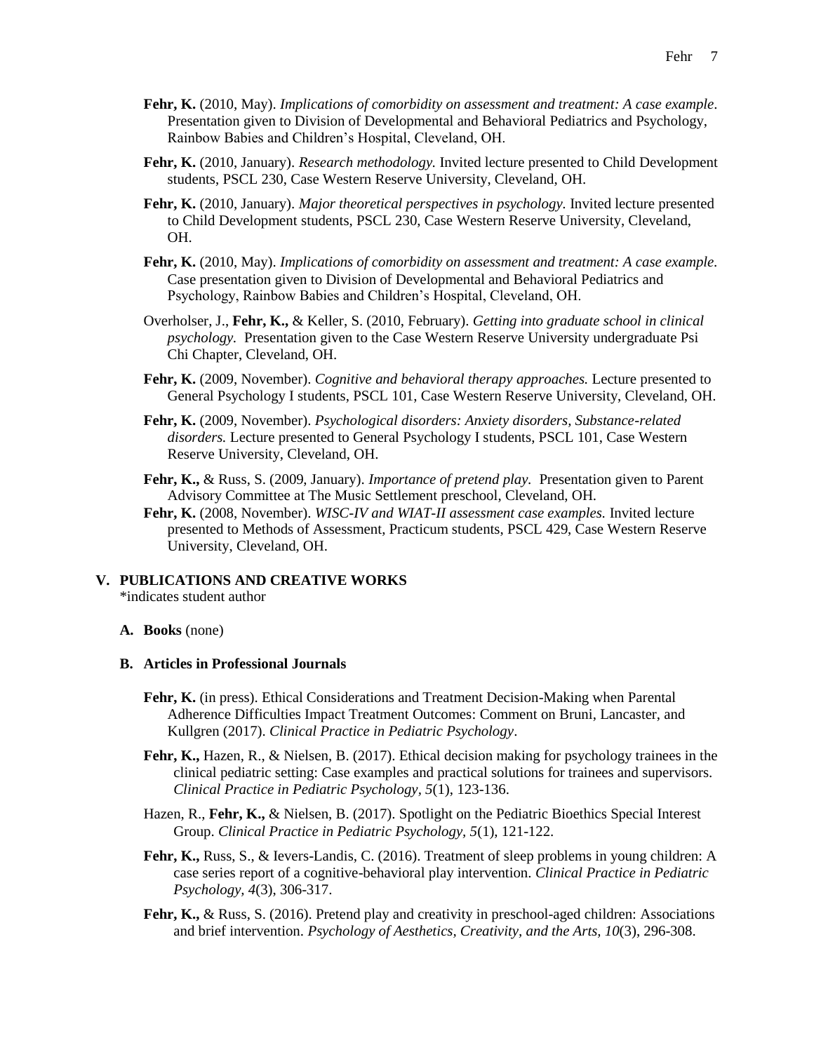**Fehr, K.** (2010, May). *Implications of comorbidity on assessment and treatment: A case example*. Presentation given to Division of Developmental and Behavioral Pediatrics and Psychology, Rainbow Babies and Children's Hospital, Cleveland, OH.

**Fehr, K.** (2010, January). *Research methodology.* Invited lecture presented to Child Development students, PSCL 230, Case Western Reserve University, Cleveland, OH.

**Fehr, K.** (2010, January). *Major theoretical perspectives in psychology.* Invited lecture presented to Child Development students, PSCL 230, Case Western Reserve University, Cleveland, OH.

**Fehr, K.** (2010, May). *Implications of comorbidity on assessment and treatment: A case example.* Case presentation given to Division of Developmental and Behavioral Pediatrics and Psychology, Rainbow Babies and Children's Hospital, Cleveland, OH.

Overholser, J., **Fehr, K.,** & Keller, S. (2010, February). *Getting into graduate school in clinical psychology.* Presentation given to the Case Western Reserve University undergraduate Psi Chi Chapter, Cleveland, OH.

**Fehr, K.** (2009, November). *Cognitive and behavioral therapy approaches.* Lecture presented to General Psychology I students, PSCL 101, Case Western Reserve University, Cleveland, OH.

**Fehr, K.** (2009, November). *Psychological disorders: Anxiety disorders, Substance-related disorders.* Lecture presented to General Psychology I students, PSCL 101, Case Western Reserve University, Cleveland, OH.

**Fehr, K.,** & Russ, S. (2009, January). *Importance of pretend play.* Presentation given to Parent Advisory Committee at The Music Settlement preschool, Cleveland, OH.

**Fehr, K.** (2008, November). *WISC-IV and WIAT-II assessment case examples.* Invited lecture presented to Methods of Assessment, Practicum students, PSCL 429, Case Western Reserve University, Cleveland, OH.

## V. PUBLICATIONS AND CREATIVE WORKS

*indicates student author

### A. Books (none)

### B. Articles in Professional Journals

**Fehr, K.** (in press). Ethical Considerations and Treatment Decision-Making when Parental Adherence Difficulties Impact Treatment Outcomes: Comment on Bruni, Lancaster, and Kullgren (2017). *Clinical Practice in Pediatric Psychology*.

**Fehr, K.,** Hazen, R., & Nielsen, B. (2017). Ethical decision making for psychology trainees in the clinical pediatric setting: Case examples and practical solutions for trainees and supervisors. *Clinical Practice in Pediatric Psychology, 5*(1), 123-136.

Hazen, R., **Fehr, K.,** & Nielsen, B. (2017). Spotlight on the Pediatric Bioethics Special Interest Group. *Clinical Practice in Pediatric Psychology, 5*(1), 121-122.

**Fehr, K.,** Russ, S., & Ievers-Landis, C. (2016). Treatment of sleep problems in young children: A case series report of a cognitive-behavioral play intervention. *Clinical Practice in Pediatric Psychology, 4*(3), 306-317.

**Fehr, K.,** & Russ, S. (2016). Pretend play and creativity in preschool-aged children: Associations and brief intervention. *Psychology of Aesthetics, Creativity, and the Arts, 10*(3), 296-308.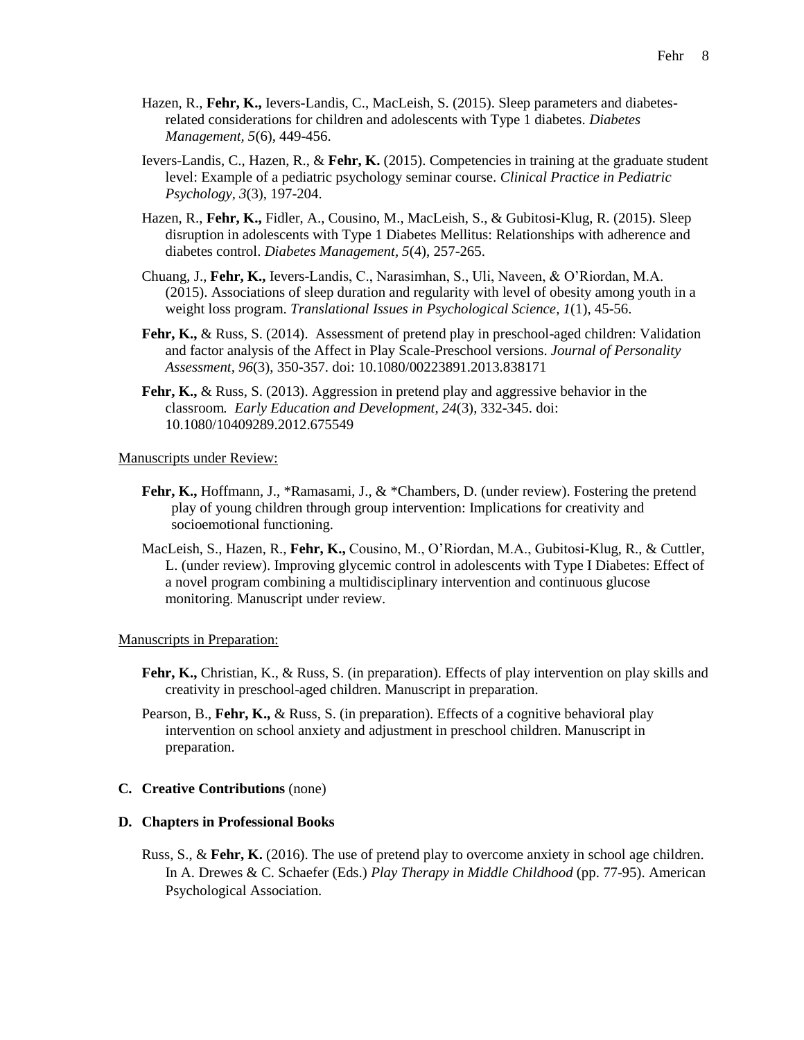Hazen, R., **Fehr, K.,** Ievers-Landis, C., MacLeish, S. (2015). Sleep parameters and diabetes-related considerations for children and adolescents with Type 1 diabetes. *Diabetes Management, 5*(6), 449-456.

Ievers-Landis, C., Hazen, R., & **Fehr, K.** (2015). Competencies in training at the graduate student level: Example of a pediatric psychology seminar course. *Clinical Practice in Pediatric Psychology, 3*(3), 197-204.

Hazen, R., **Fehr, K.,** Fidler, A., Cousino, M., MacLeish, S., & Gubitosi-Klug, R. (2015). Sleep disruption in adolescents with Type 1 Diabetes Mellitus: Relationships with adherence and diabetes control. *Diabetes Management, 5*(4), 257-265.

Chuang, J., **Fehr, K.,** Ievers-Landis, C., Narasimhan, S., Uli, Naveen, & O'Riordan, M.A. (2015). Associations of sleep duration and regularity with level of obesity among youth in a weight loss program. *Translational Issues in Psychological Science, 1*(1), 45-56.

**Fehr, K.,** & Russ, S. (2014). Assessment of pretend play in preschool-aged children: Validation and factor analysis of the Affect in Play Scale-Preschool versions. *Journal of Personality Assessment, 96*(3), 350-357. doi: 10.1080/00223891.2013.838171

**Fehr, K.,** & Russ, S. (2013). Aggression in pretend play and aggressive behavior in the classroom. *Early Education and Development, 24*(3), 332-345. doi: 10.1080/10409289.2012.675549

<u>Manuscripts under Review:</u>

**Fehr, K.,** Hoffmann, J., *Ramasami, J., & *Chambers, D. (under review). Fostering the pretend play of young children through group intervention: Implications for creativity and socioemotional functioning.

MacLeish, S., Hazen, R., **Fehr, K.,** Cousino, M., O'Riordan, M.A., Gubitosi-Klug, R., & Cuttler, L. (under review). Improving glycemic control in adolescents with Type I Diabetes: Effect of a novel program combining a multidisciplinary intervention and continuous glucose monitoring. Manuscript under review.

<u>Manuscripts in Preparation:</u>

**Fehr, K.,** Christian, K., & Russ, S. (in preparation). Effects of play intervention on play skills and creativity in preschool-aged children. Manuscript in preparation.

Pearson, B., **Fehr, K.,** & Russ, S. (in preparation). Effects of a cognitive behavioral play intervention on school anxiety and adjustment in preschool children. Manuscript in preparation.

**C. Creative Contributions** (none)

**D. Chapters in Professional Books**

Russ, S., & **Fehr, K.** (2016). The use of pretend play to overcome anxiety in school age children. In A. Drewes & C. Schaefer (Eds.) *Play Therapy in Middle Childhood* (pp. 77-95). American Psychological Association.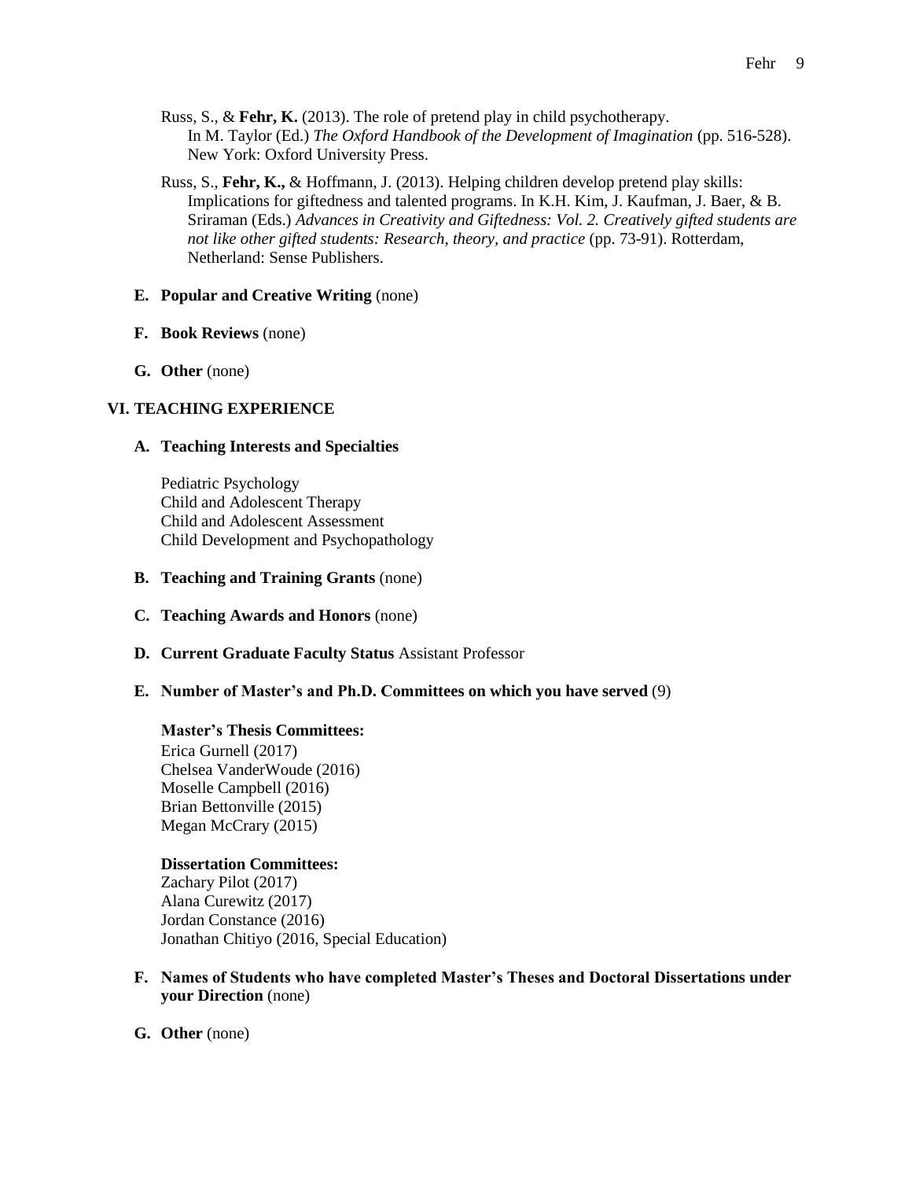Russ, S., & **Fehr, K.** (2013). The role of pretend play in child psychotherapy. In M. Taylor (Ed.) *The Oxford Handbook of the Development of Imagination* (pp. 516-528). New York: Oxford University Press.

Russ, S., **Fehr, K.,** & Hoffmann, J. (2013). Helping children develop pretend play skills: Implications for giftedness and talented programs. In K.H. Kim, J. Kaufman, J. Baer, & B. Sriraman (Eds.) *Advances in Creativity and Giftedness: Vol. 2. Creatively gifted students are not like other gifted students: Research, theory, and practice* (pp. 73-91). Rotterdam, Netherland: Sense Publishers.

**E. Popular and Creative Writing** (none)

**F. Book Reviews** (none)

**G. Other** (none)

## VI. TEACHING EXPERIENCE

**A. Teaching Interests and Specialties**

Pediatric Psychology
Child and Adolescent Therapy
Child and Adolescent Assessment
Child Development and Psychopathology

**B. Teaching and Training Grants** (none)

**C. Teaching Awards and Honors** (none)

**D. Current Graduate Faculty Status** Assistant Professor

**E. Number of Master's and Ph.D. Committees on which you have served** (9)

**Master's Thesis Committees:**
Erica Gurnell (2017)
Chelsea VanderWoude (2016)
Moselle Campbell (2016)
Brian Bettonville (2015)
Megan McCrary (2015)

**Dissertation Committees:**
Zachary Pilot (2017)
Alana Curewitz (2017)
Jordan Constance (2016)
Jonathan Chitiyo (2016, Special Education)

**F. Names of Students who have completed Master's Theses and Doctoral Dissertations under your Direction** (none)

**G. Other** (none)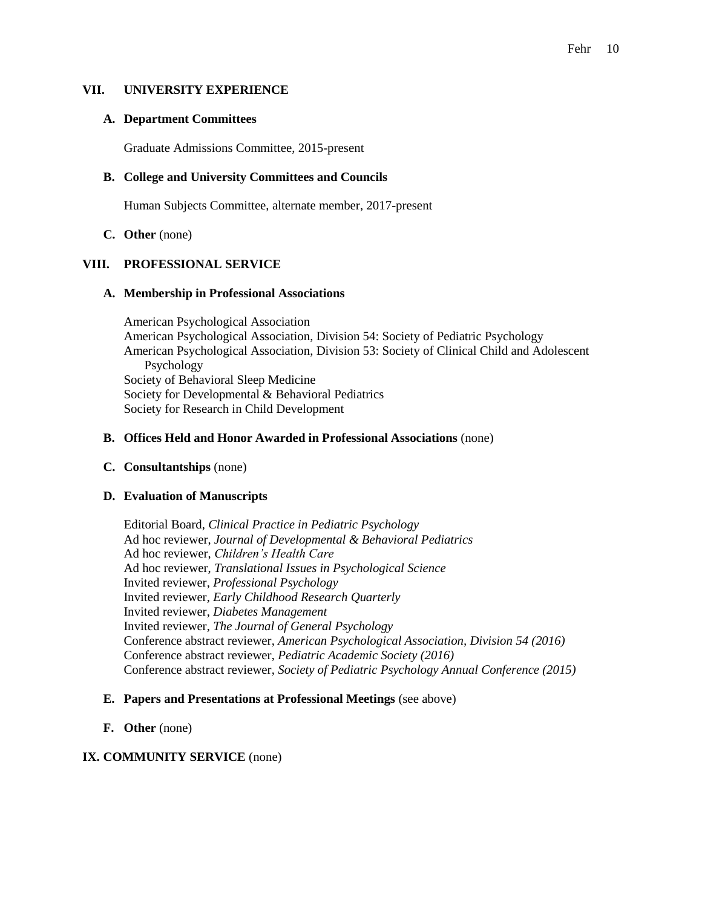## VII. UNIVERSITY EXPERIENCE

### A. Department Committees

Graduate Admissions Committee, 2015-present

### B. College and University Committees and Councils

Human Subjects Committee, alternate member, 2017-present

### C. Other (none)

## VIII. PROFESSIONAL SERVICE

### A. Membership in Professional Associations

American Psychological Association
American Psychological Association, Division 54: Society of Pediatric Psychology
American Psychological Association, Division 53: Society of Clinical Child and Adolescent Psychology
Society of Behavioral Sleep Medicine
Society for Developmental & Behavioral Pediatrics
Society for Research in Child Development

### B. Offices Held and Honor Awarded in Professional Associations (none)

### C. Consultantships (none)

### D. Evaluation of Manuscripts

Editorial Board, *Clinical Practice in Pediatric Psychology*
Ad hoc reviewer, *Journal of Developmental & Behavioral Pediatrics*
Ad hoc reviewer, *Children's Health Care*
Ad hoc reviewer, *Translational Issues in Psychological Science*
Invited reviewer, *Professional Psychology*
Invited reviewer, *Early Childhood Research Quarterly*
Invited reviewer, *Diabetes Management*
Invited reviewer, *The Journal of General Psychology*
Conference abstract reviewer, *American Psychological Association, Division 54 (2016)*
Conference abstract reviewer, *Pediatric Academic Society (2016)*
Conference abstract reviewer, *Society of Pediatric Psychology Annual Conference (2015)*

### E. Papers and Presentations at Professional Meetings (see above)

### F. Other (none)

## IX. COMMUNITY SERVICE (none)